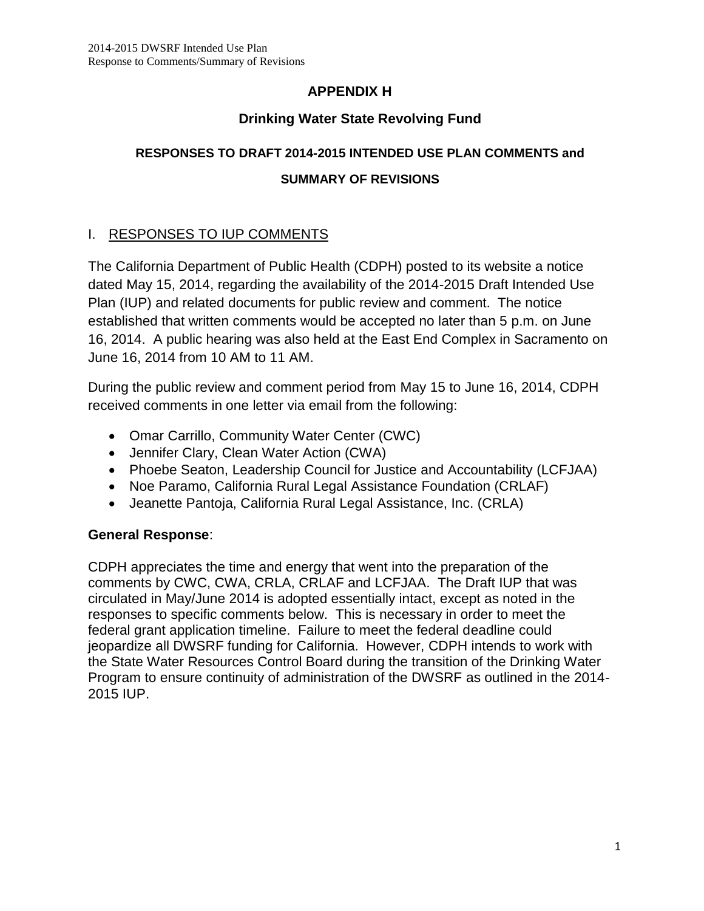# APPENDIX H

## Drinking Water State Revolving Fund

### RESPONSES TO DRAFT 2014-2015 INTENDED USE PLAN COMMENTS and SUMMARY OF REVISIONS

## I. RESPONSES TO IUP COMMENTS

The California Department of Public Health (CDPH) posted to its website a notice dated May 15, 2014, regarding the availability of the 2014-2015 Draft Intended Use Plan (IUP) and related documents for public review and comment. The notice established that written comments would be accepted no later than 5 p.m. on June 16, 2014. A public hearing was also held at the East End Complex in Sacramento on June 16, 2014 from 10 AM to 11 AM.

During the public review and comment period from May 15 to June 16, 2014, CDPH received comments in one letter via email from the following:

- Omar Carrillo, Community Water Center (CWC)
- Jennifer Clary, Clean Water Action (CWA)
- Phoebe Seaton, Leadership Council for Justice and Accountability (LCFJAA)
- Noe Paramo, California Rural Legal Assistance Foundation (CRLAF)
- Jeanette Pantoja, California Rural Legal Assistance, Inc. (CRLA)

**General Response**:

CDPH appreciates the time and energy that went into the preparation of the comments by CWC, CWA, CRLA, CRLAF and LCFJAA. The Draft IUP that was circulated in May/June 2014 is adopted essentially intact, except as noted in the responses to specific comments below. This is necessary in order to meet the federal grant application timeline. Failure to meet the federal deadline could jeopardize all DWSRF funding for California. However, CDPH intends to work with the State Water Resources Control Board during the transition of the Drinking Water Program to ensure continuity of administration of the DWSRF as outlined in the 2014-2015 IUP.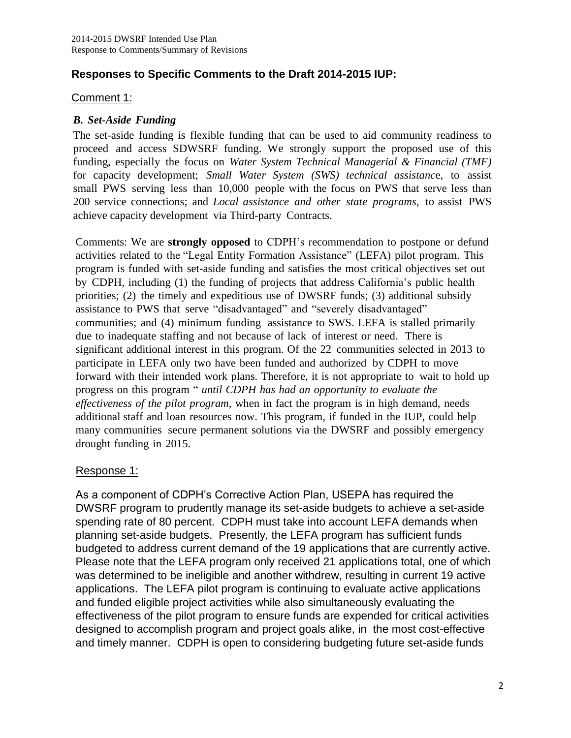## Responses to Specific Comments to the Draft 2014-2015 IUP:

### Comment 1:

***B. Set-Aside Funding***

The set-aside funding is flexible funding that can be used to aid community readiness to proceed and access SDWSRF funding. We strongly support the proposed use of this funding, especially the focus on *Water System Technical Managerial & Financial (TMF)* for capacity development; *Small Water System (SWS) technical assistanc*e, to assist small PWS serving less than 10,000 people with the focus on PWS that serve less than 200 service connections; and *Local assistance and other state programs*, to assist PWS achieve capacity development via Third-party Contracts.

Comments: We are **strongly opposed** to CDPH's recommendation to postpone or defund activities related to the "Legal Entity Formation Assistance" (LEFA) pilot program. This program is funded with set-aside funding and satisfies the most critical objectives set out by CDPH, including (1) the funding of projects that address California's public health priorities; (2) the timely and expeditious use of DWSRF funds; (3) additional subsidy assistance to PWS that serve "disadvantaged" and "severely disadvantaged" communities; and (4) minimum funding assistance to SWS. LEFA is stalled primarily due to inadequate staffing and not because of lack of interest or need. There is significant additional interest in this program. Of the 22 communities selected in 2013 to participate in LEFA only two have been funded and authorized by CDPH to move forward with their intended work plans. Therefore, it is not appropriate to wait to hold up progress on this program " *until CDPH has had an opportunity to evaluate the effectiveness of the pilot program*, when in fact the program is in high demand, needs additional staff and loan resources now. This program, if funded in the IUP, could help many communities secure permanent solutions via the DWSRF and possibly emergency drought funding in 2015.

### Response 1:

As a component of CDPH's Corrective Action Plan, USEPA has required the DWSRF program to prudently manage its set-aside budgets to achieve a set-aside spending rate of 80 percent. CDPH must take into account LEFA demands when planning set-aside budgets. Presently, the LEFA program has sufficient funds budgeted to address current demand of the 19 applications that are currently active. Please note that the LEFA program only received 21 applications total, one of which was determined to be ineligible and another withdrew, resulting in current 19 active applications. The LEFA pilot program is continuing to evaluate active applications and funded eligible project activities while also simultaneously evaluating the effectiveness of the pilot program to ensure funds are expended for critical activities designed to accomplish program and project goals alike, in the most cost-effective and timely manner. CDPH is open to considering budgeting future set-aside funds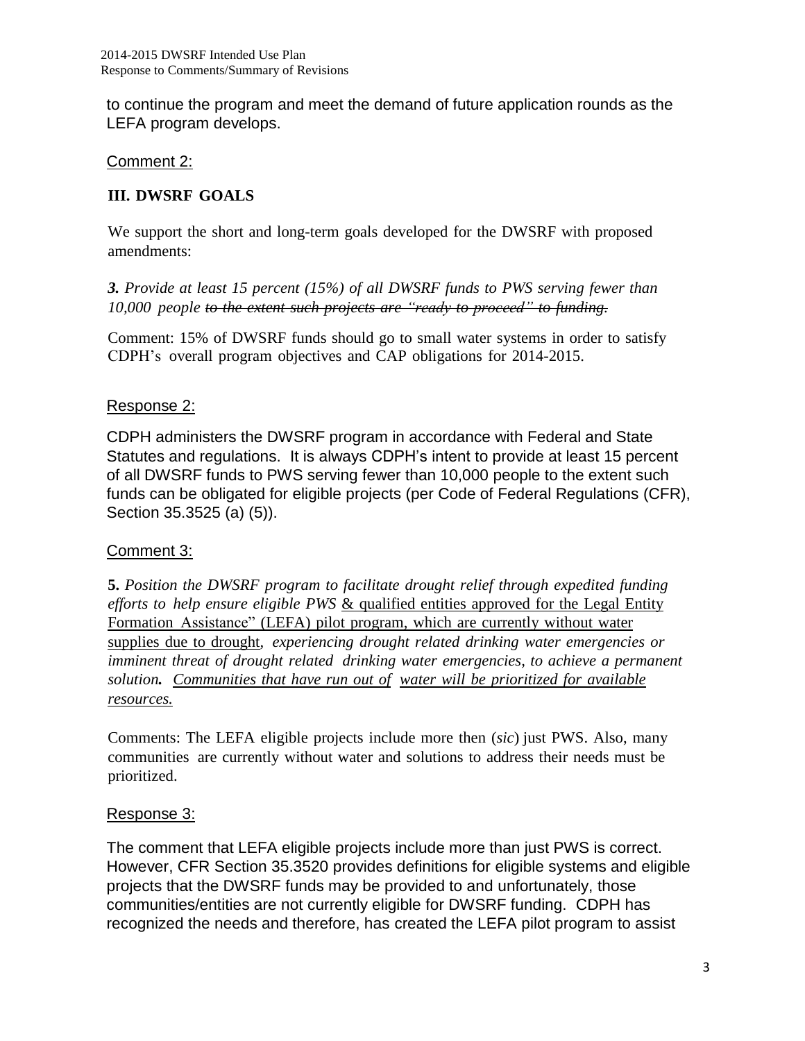to continue the program and meet the demand of future application rounds as the LEFA program develops.

Comment 2:

**III. DWSRF GOALS**

We support the short and long-term goals developed for the DWSRF with proposed amendments:

***3.*** *Provide at least 15 percent (15%) of all DWSRF funds to PWS serving fewer than 10,000 people ~~to the extent such projects are "ready to proceed" to funding.~~*

Comment: 15% of DWSRF funds should go to small water systems in order to satisfy CDPH's overall program objectives and CAP obligations for 2014-2015.

Response 2:

CDPH administers the DWSRF program in accordance with Federal and State Statutes and regulations. It is always CDPH's intent to provide at least 15 percent of all DWSRF funds to PWS serving fewer than 10,000 people to the extent such funds can be obligated for eligible projects (per Code of Federal Regulations (CFR), Section 35.3525 (a) (5)).

Comment 3:

**5.** *Position the DWSRF program to facilitate drought relief through expedited funding efforts to help ensure eligible PWS* <u>& qualified entities approved for the Legal Entity Formation Assistance" (LEFA) pilot program, which are currently without water supplies due to drought</u>*, experiencing drought related drinking water emergencies or imminent threat of drought related drinking water emergencies, to achieve a permanent solution.* ***<u>Communities that have run out of water will be prioritized for available resources.</u>***

Comments: The LEFA eligible projects include more then (*sic*) just PWS. Also, many communities are currently without water and solutions to address their needs must be prioritized.

Response 3:

The comment that LEFA eligible projects include more than just PWS is correct. However, CFR Section 35.3520 provides definitions for eligible systems and eligible projects that the DWSRF funds may be provided to and unfortunately, those communities/entities are not currently eligible for DWSRF funding. CDPH has recognized the needs and therefore, has created the LEFA pilot program to assist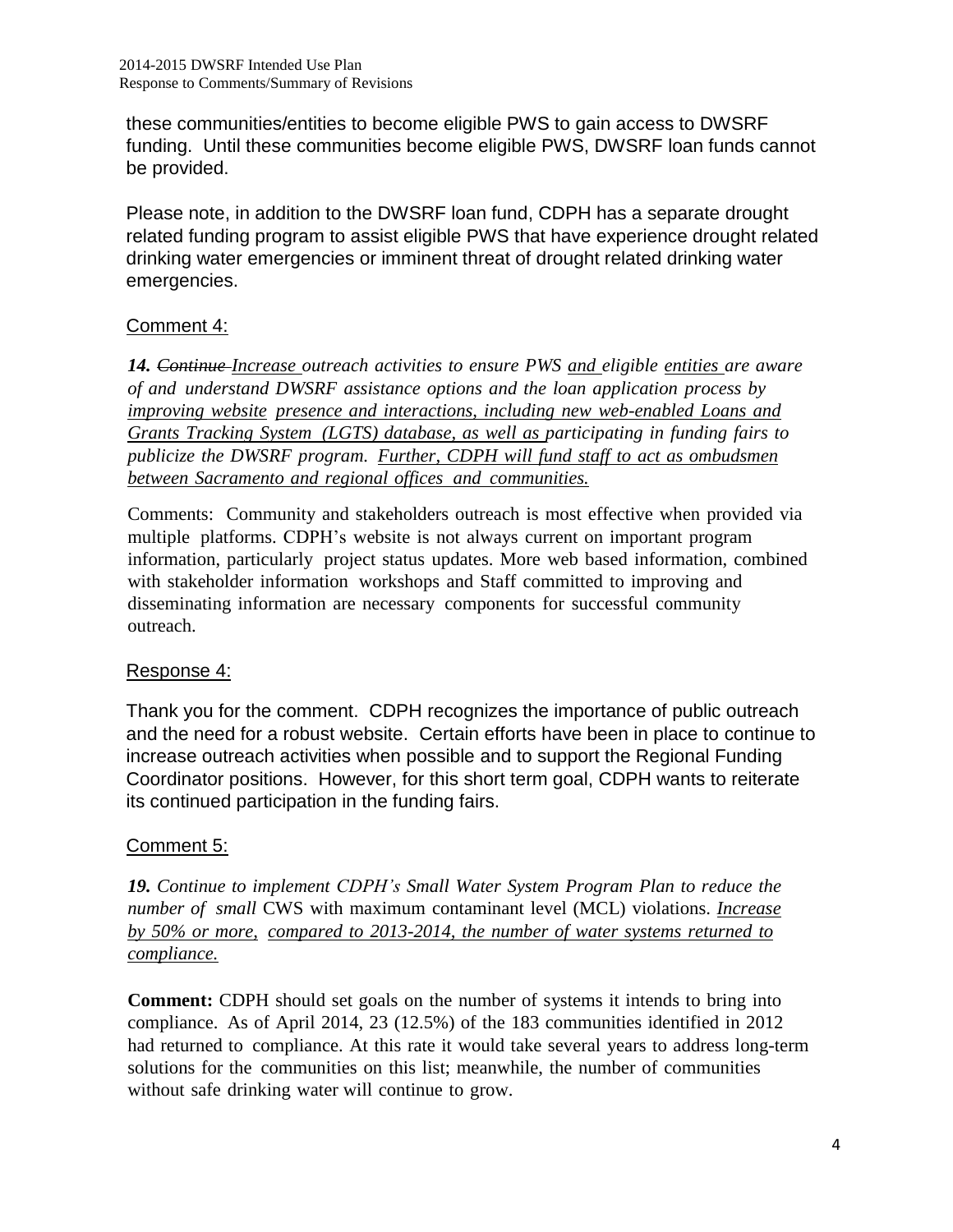these communities/entities to become eligible PWS to gain access to DWSRF funding. Until these communities become eligible PWS, DWSRF loan funds cannot be provided.

Please note, in addition to the DWSRF loan fund, CDPH has a separate drought related funding program to assist eligible PWS that have experience drought related drinking water emergencies or imminent threat of drought related drinking water emergencies.

Comment 4:

***14.*** *~~Continue~~ <u>Increase</u> outreach activities to ensure PWS <u>and</u> eligible <u>entities</u> are aware of and understand DWSRF assistance options and the loan application process by <u>improving website presence and interactions, including new web-enabled Loans and Grants Tracking System (LGTS) database, as well as</u> participating in funding fairs to publicize the DWSRF program. <u>Further, CDPH will fund staff to act as ombudsmen between Sacramento and regional offices and communities.</u>*

Comments: Community and stakeholders outreach is most effective when provided via multiple platforms. CDPH's website is not always current on important program information, particularly project status updates. More web based information, combined with stakeholder information workshops and Staff committed to improving and disseminating information are necessary components for successful community outreach.

Response 4:

Thank you for the comment. CDPH recognizes the importance of public outreach and the need for a robust website. Certain efforts have been in place to continue to increase outreach activities when possible and to support the Regional Funding Coordinator positions. However, for this short term goal, CDPH wants to reiterate its continued participation in the funding fairs.

Comment 5:

***19.*** *Continue to implement CDPH's Small Water System Program Plan to reduce the number of small* CWS with maximum contaminant level (MCL) violations. *<u>Increase by 50% or more, compared to 2013-2014, the number of water systems returned to compliance.</u>*

**Comment:** CDPH should set goals on the number of systems it intends to bring into compliance. As of April 2014, 23 (12.5%) of the 183 communities identified in 2012 had returned to compliance. At this rate it would take several years to address long-term solutions for the communities on this list; meanwhile, the number of communities without safe drinking water will continue to grow.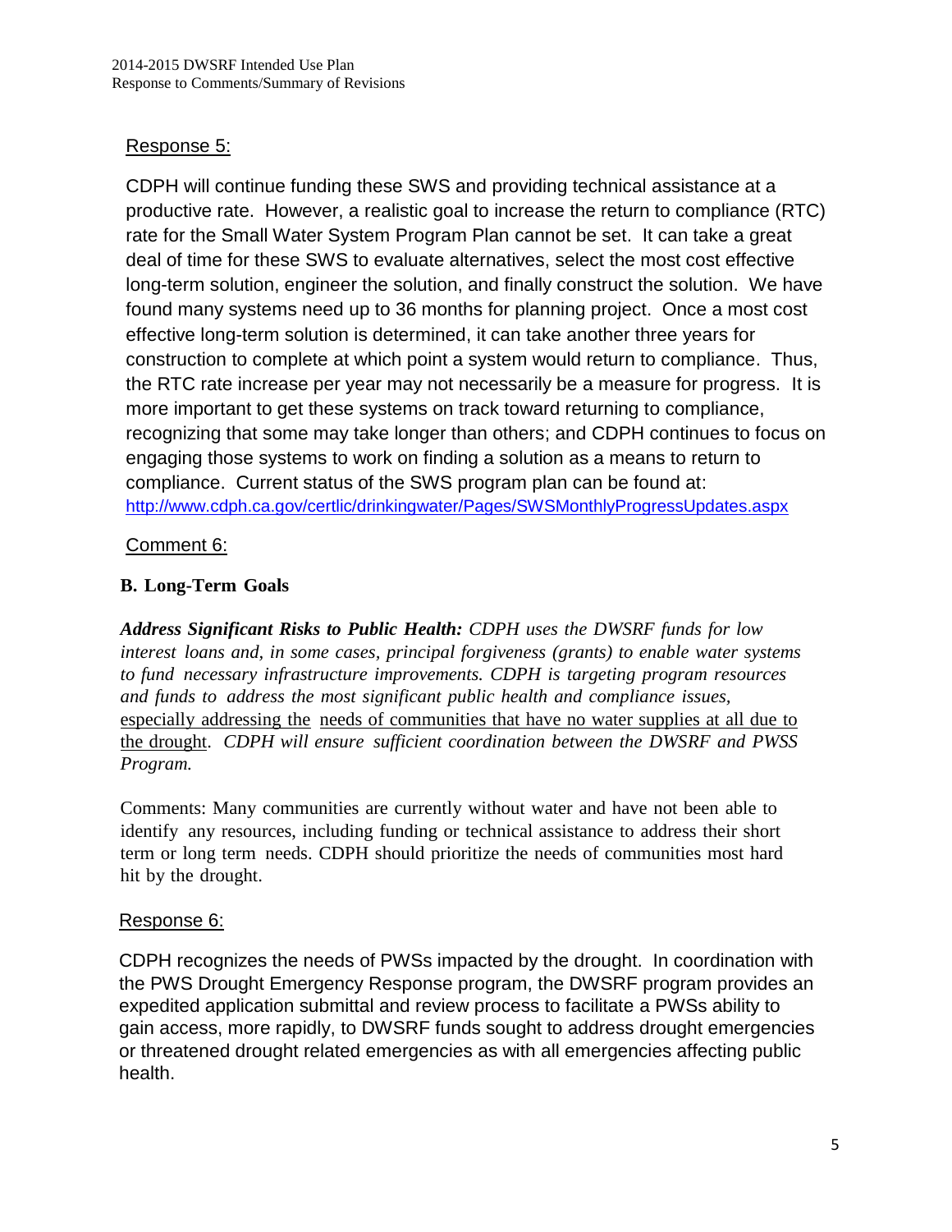Response 5:

CDPH will continue funding these SWS and providing technical assistance at a productive rate. However, a realistic goal to increase the return to compliance (RTC) rate for the Small Water System Program Plan cannot be set. It can take a great deal of time for these SWS to evaluate alternatives, select the most cost effective long-term solution, engineer the solution, and finally construct the solution. We have found many systems need up to 36 months for planning project. Once a most cost effective long-term solution is determined, it can take another three years for construction to complete at which point a system would return to compliance. Thus, the RTC rate increase per year may not necessarily be a measure for progress. It is more important to get these systems on track toward returning to compliance, recognizing that some may take longer than others; and CDPH continues to focus on engaging those systems to work on finding a solution as a means to return to compliance. Current status of the SWS program plan can be found at: http://www.cdph.ca.gov/certlic/drinkingwater/Pages/SWSMonthlyProgressUpdates.aspx

Comment 6:

**B. Long-Term Goals**

***Address Significant Risks to Public Health:*** *CDPH uses the DWSRF funds for low interest loans and, in some cases, principal forgiveness (grants) to enable water systems to fund necessary infrastructure improvements. CDPH is targeting program resources and funds to address the most significant public health and compliance issues,* <u>especially addressing the needs of communities that have no water supplies at all due to the drought</u>. *CDPH will ensure sufficient coordination between the DWSRF and PWSS Program.*

Comments: Many communities are currently without water and have not been able to identify any resources, including funding or technical assistance to address their short term or long term needs. CDPH should prioritize the needs of communities most hard hit by the drought.

Response 6:

CDPH recognizes the needs of PWSs impacted by the drought. In coordination with the PWS Drought Emergency Response program, the DWSRF program provides an expedited application submittal and review process to facilitate a PWSs ability to gain access, more rapidly, to DWSRF funds sought to address drought emergencies or threatened drought related emergencies as with all emergencies affecting public health.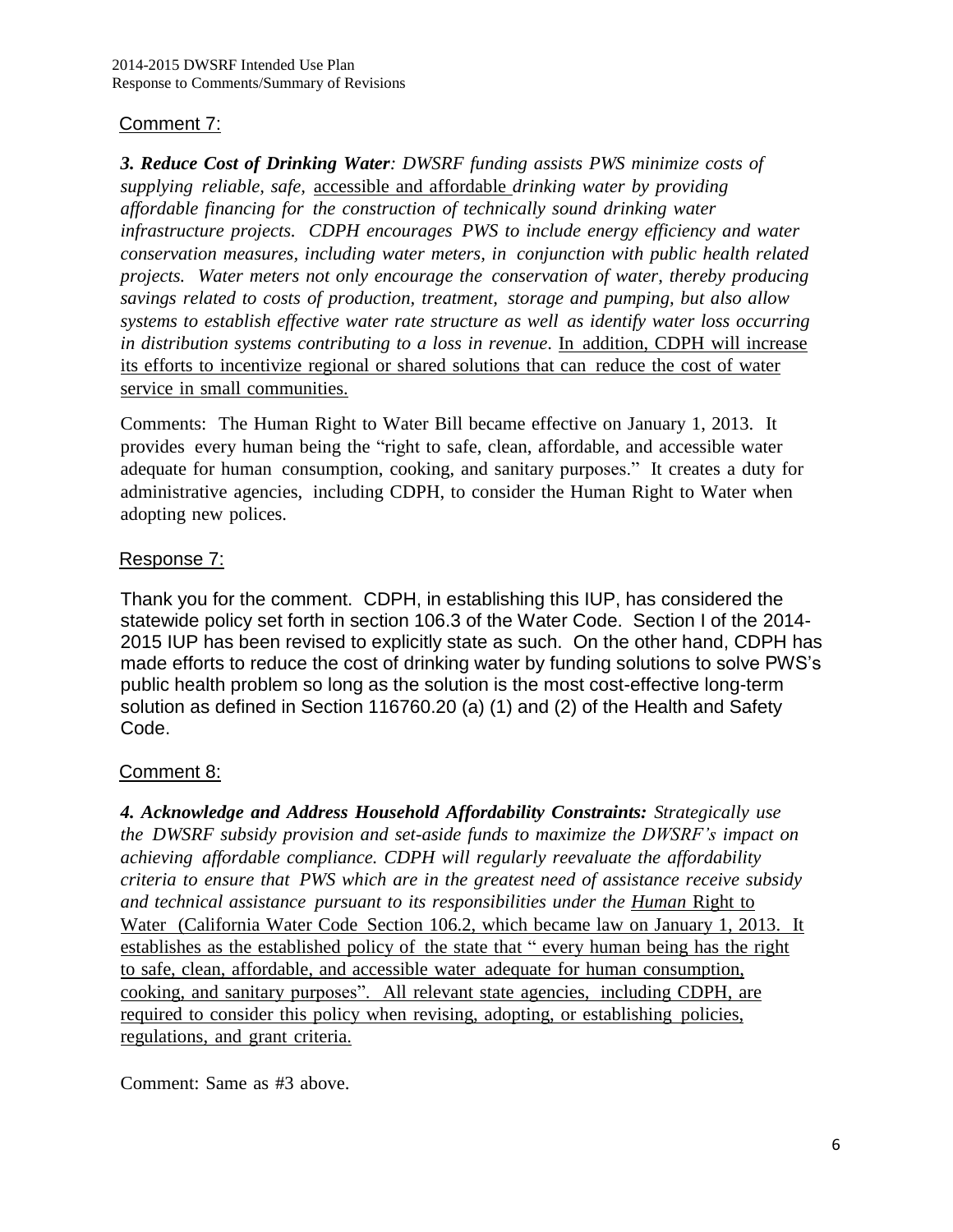## Comment 7:

***3. Reduce Cost of Drinking Water**: DWSRF funding assists PWS minimize costs of supplying reliable, safe,* <u>accessible and affordable</u> *drinking water by providing affordable financing for the construction of technically sound drinking water infrastructure projects. CDPH encourages PWS to include energy efficiency and water conservation measures, including water meters, in conjunction with public health related projects. Water meters not only encourage the conservation of water, thereby producing savings related to costs of production, treatment, storage and pumping, but also allow systems to establish effective water rate structure as well as identify water loss occurring in distribution systems contributing to a loss in revenue.* <u>In addition, CDPH will increase its efforts to incentivize regional or shared solutions that can reduce the cost of water service in small communities.</u>

Comments: The Human Right to Water Bill became effective on January 1, 2013. It provides every human being the "right to safe, clean, affordable, and accessible water adequate for human consumption, cooking, and sanitary purposes." It creates a duty for administrative agencies, including CDPH, to consider the Human Right to Water when adopting new polices.

## Response 7:

Thank you for the comment. CDPH, in establishing this IUP, has considered the statewide policy set forth in section 106.3 of the Water Code. Section I of the 2014-2015 IUP has been revised to explicitly state as such. On the other hand, CDPH has made efforts to reduce the cost of drinking water by funding solutions to solve PWS's public health problem so long as the solution is the most cost-effective long-term solution as defined in Section 116760.20 (a) (1) and (2) of the Health and Safety Code.

## Comment 8:

***4. Acknowledge and Address Household Affordability Constraints:** Strategically use the DWSRF subsidy provision and set-aside funds to maximize the DWSRF's impact on achieving affordable compliance. CDPH will regularly reevaluate the affordability criteria to ensure that PWS which are in the greatest need of assistance receive subsidy and technical assistance pursuant to its responsibilities under the* <u>*Human* Right to Water (California Water Code Section 106.2, which became law on January 1, 2013. It establishes as the established policy of the state that " every human being has the right to safe, clean, affordable, and accessible water adequate for human consumption, cooking, and sanitary purposes". All relevant state agencies, including CDPH, are required to consider this policy when revising, adopting, or establishing policies, regulations, and grant criteria.</u>

Comment: Same as #3 above.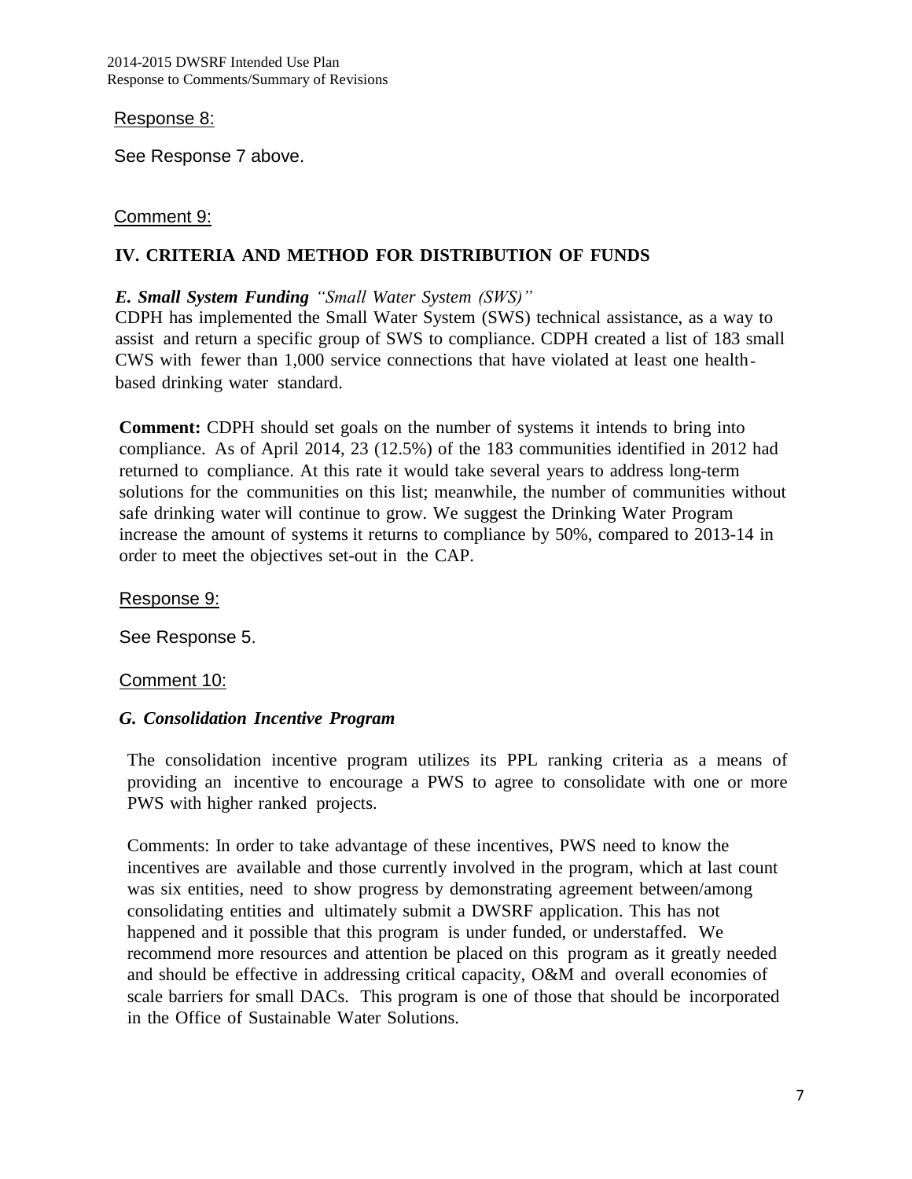Response 8:

See Response 7 above.

Comment 9:

**IV. CRITERIA AND METHOD FOR DISTRIBUTION OF FUNDS**

***E. Small System Funding*** *"Small Water System (SWS)"*

CDPH has implemented the Small Water System (SWS) technical assistance, as a way to assist and return a specific group of SWS to compliance. CDPH created a list of 183 small CWS with fewer than 1,000 service connections that have violated at least one health-based drinking water standard.

**Comment:** CDPH should set goals on the number of systems it intends to bring into compliance. As of April 2014, 23 (12.5%) of the 183 communities identified in 2012 had returned to compliance. At this rate it would take several years to address long-term solutions for the communities on this list; meanwhile, the number of communities without safe drinking water will continue to grow. We suggest the Drinking Water Program increase the amount of systems it returns to compliance by 50%, compared to 2013-14 in order to meet the objectives set-out in the CAP.

Response 9:

See Response 5.

Comment 10:

***G. Consolidation Incentive Program***

The consolidation incentive program utilizes its PPL ranking criteria as a means of providing an incentive to encourage a PWS to agree to consolidate with one or more PWS with higher ranked projects.

Comments: In order to take advantage of these incentives, PWS need to know the incentives are available and those currently involved in the program, which at last count was six entities, need to show progress by demonstrating agreement between/among consolidating entities and ultimately submit a DWSRF application. This has not happened and it possible that this program is under funded, or understaffed. We recommend more resources and attention be placed on this program as it greatly needed and should be effective in addressing critical capacity, O&M and overall economies of scale barriers for small DACs. This program is one of those that should be incorporated in the Office of Sustainable Water Solutions.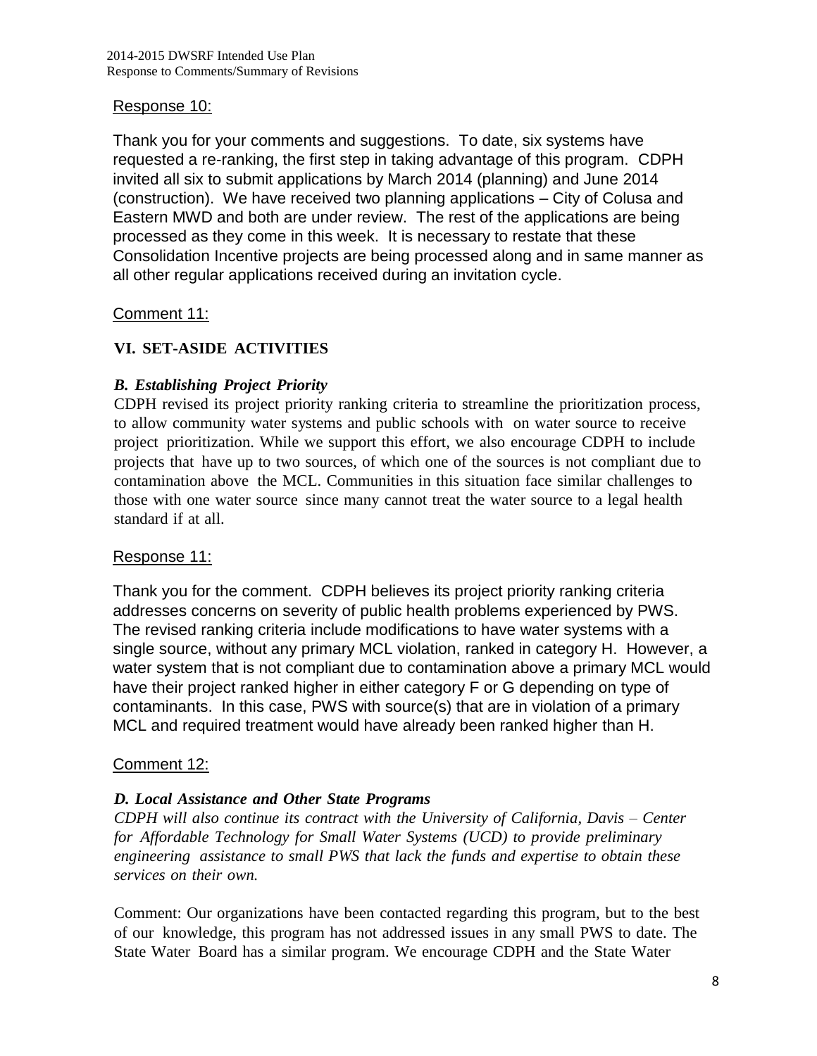Response 10:

Thank you for your comments and suggestions. To date, six systems have requested a re-ranking, the first step in taking advantage of this program. CDPH invited all six to submit applications by March 2014 (planning) and June 2014 (construction). We have received two planning applications – City of Colusa and Eastern MWD and both are under review. The rest of the applications are being processed as they come in this week. It is necessary to restate that these Consolidation Incentive projects are being processed along and in same manner as all other regular applications received during an invitation cycle.

Comment 11:

**VI. SET-ASIDE ACTIVITIES**

***B. Establishing Project Priority***

CDPH revised its project priority ranking criteria to streamline the prioritization process, to allow community water systems and public schools with on water source to receive project prioritization. While we support this effort, we also encourage CDPH to include projects that have up to two sources, of which one of the sources is not compliant due to contamination above the MCL. Communities in this situation face similar challenges to those with one water source since many cannot treat the water source to a legal health standard if at all.

Response 11:

Thank you for the comment. CDPH believes its project priority ranking criteria addresses concerns on severity of public health problems experienced by PWS. The revised ranking criteria include modifications to have water systems with a single source, without any primary MCL violation, ranked in category H. However, a water system that is not compliant due to contamination above a primary MCL would have their project ranked higher in either category F or G depending on type of contaminants. In this case, PWS with source(s) that are in violation of a primary MCL and required treatment would have already been ranked higher than H.

Comment 12:

***D. Local Assistance and Other State Programs***

*CDPH will also continue its contract with the University of California, Davis – Center for Affordable Technology for Small Water Systems (UCD) to provide preliminary engineering assistance to small PWS that lack the funds and expertise to obtain these services on their own.*

Comment: Our organizations have been contacted regarding this program, but to the best of our knowledge, this program has not addressed issues in any small PWS to date. The State Water Board has a similar program. We encourage CDPH and the State Water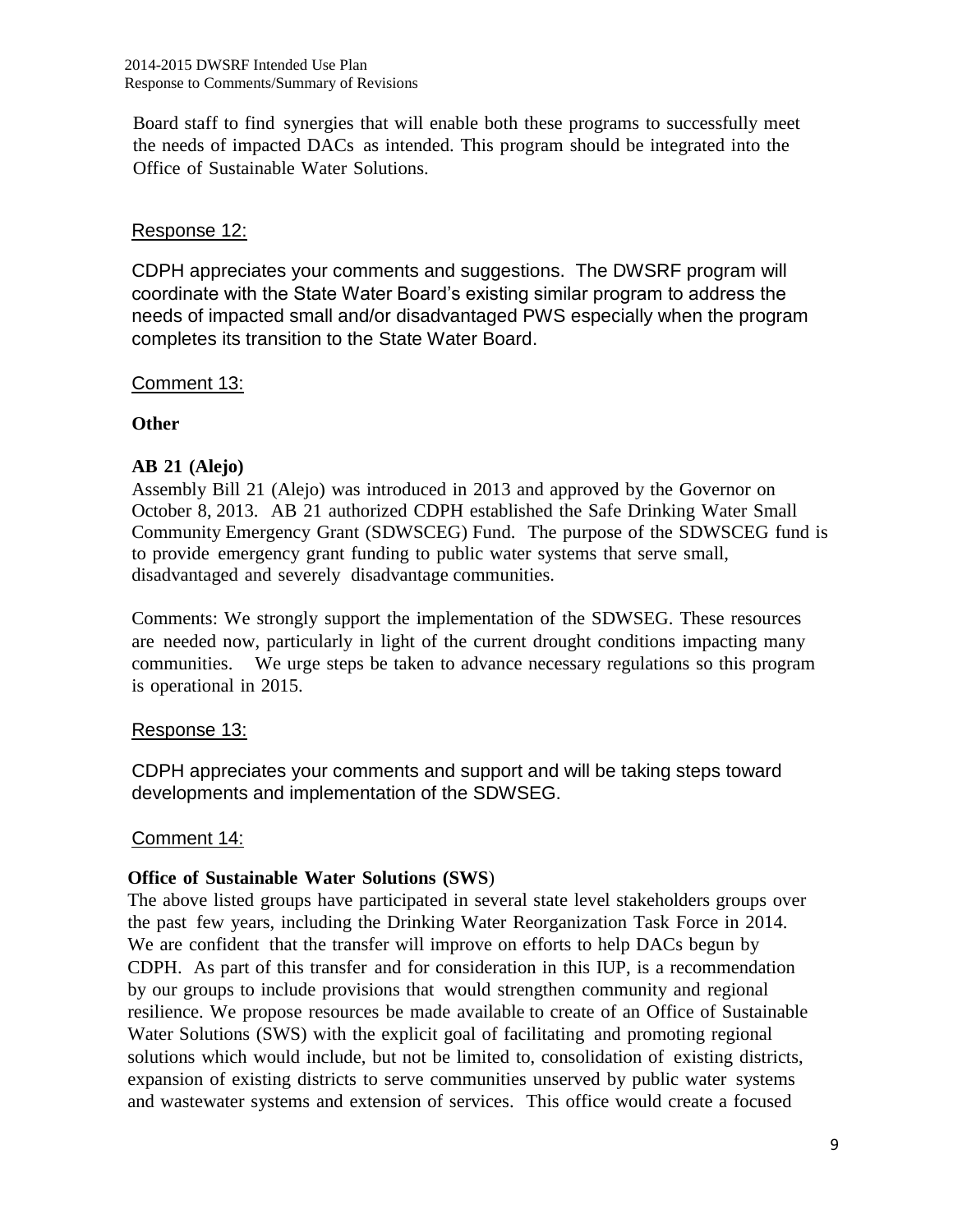Board staff to find synergies that will enable both these programs to successfully meet the needs of impacted DACs as intended. This program should be integrated into the Office of Sustainable Water Solutions.

Response 12:

CDPH appreciates your comments and suggestions. The DWSRF program will coordinate with the State Water Board's existing similar program to address the needs of impacted small and/or disadvantaged PWS especially when the program completes its transition to the State Water Board.

Comment 13:

**Other**

**AB 21 (Alejo)**

Assembly Bill 21 (Alejo) was introduced in 2013 and approved by the Governor on October 8, 2013. AB 21 authorized CDPH established the Safe Drinking Water Small Community Emergency Grant (SDWSCEG) Fund. The purpose of the SDWSCEG fund is to provide emergency grant funding to public water systems that serve small, disadvantaged and severely disadvantage communities.

Comments: We strongly support the implementation of the SDWSEG. These resources are needed now, particularly in light of the current drought conditions impacting many communities. We urge steps be taken to advance necessary regulations so this program is operational in 2015.

Response 13:

CDPH appreciates your comments and support and will be taking steps toward developments and implementation of the SDWSEG.

Comment 14:

**Office of Sustainable Water Solutions (SWS)**

The above listed groups have participated in several state level stakeholders groups over the past few years, including the Drinking Water Reorganization Task Force in 2014. We are confident that the transfer will improve on efforts to help DACs begun by CDPH. As part of this transfer and for consideration in this IUP, is a recommendation by our groups to include provisions that would strengthen community and regional resilience. We propose resources be made available to create of an Office of Sustainable Water Solutions (SWS) with the explicit goal of facilitating and promoting regional solutions which would include, but not be limited to, consolidation of existing districts, expansion of existing districts to serve communities unserved by public water systems and wastewater systems and extension of services. This office would create a focused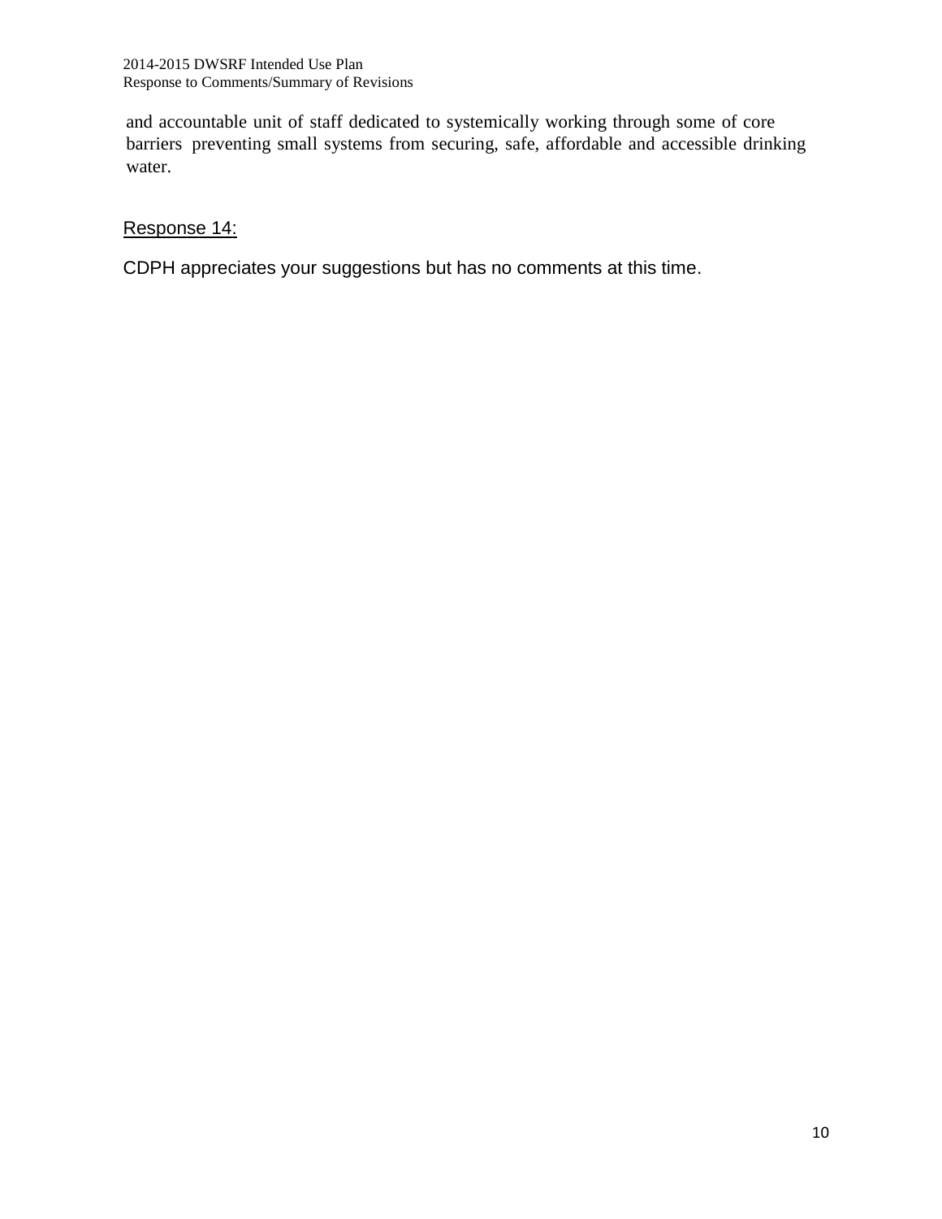and accountable unit of staff dedicated to systemically working through some of core barriers preventing small systems from securing, safe, affordable and accessible drinking water.

Response 14:

CDPH appreciates your suggestions but has no comments at this time.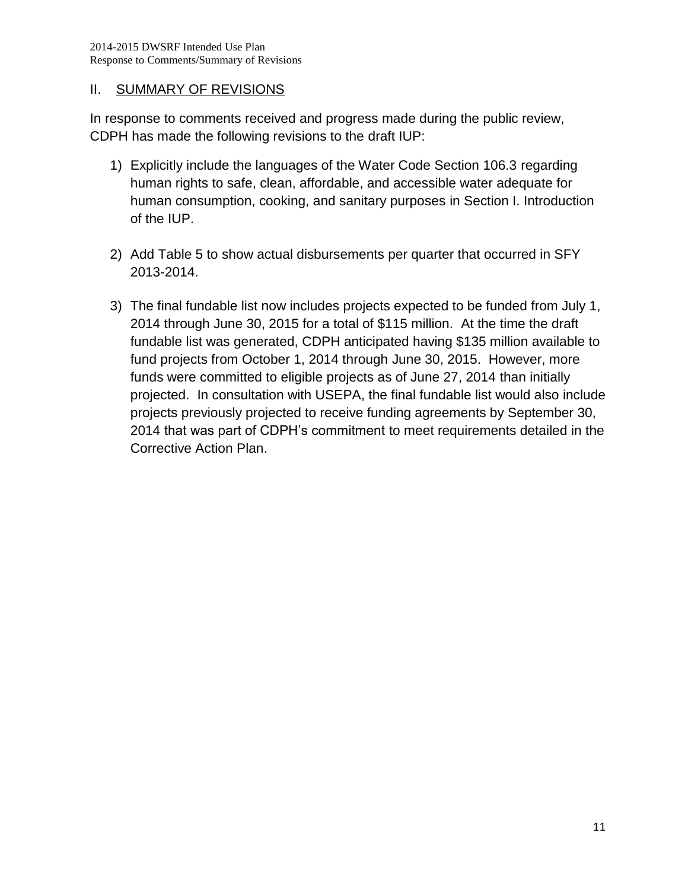## II. SUMMARY OF REVISIONS

In response to comments received and progress made during the public review, CDPH has made the following revisions to the draft IUP:

1) Explicitly include the languages of the Water Code Section 106.3 regarding human rights to safe, clean, affordable, and accessible water adequate for human consumption, cooking, and sanitary purposes in Section I. Introduction of the IUP.

2) Add Table 5 to show actual disbursements per quarter that occurred in SFY 2013-2014.

3) The final fundable list now includes projects expected to be funded from July 1, 2014 through June 30, 2015 for a total of $115 million. At the time the draft fundable list was generated, CDPH anticipated having $135 million available to fund projects from October 1, 2014 through June 30, 2015. However, more funds were committed to eligible projects as of June 27, 2014 than initially projected. In consultation with USEPA, the final fundable list would also include projects previously projected to receive funding agreements by September 30, 2014 that was part of CDPH's commitment to meet requirements detailed in the Corrective Action Plan.